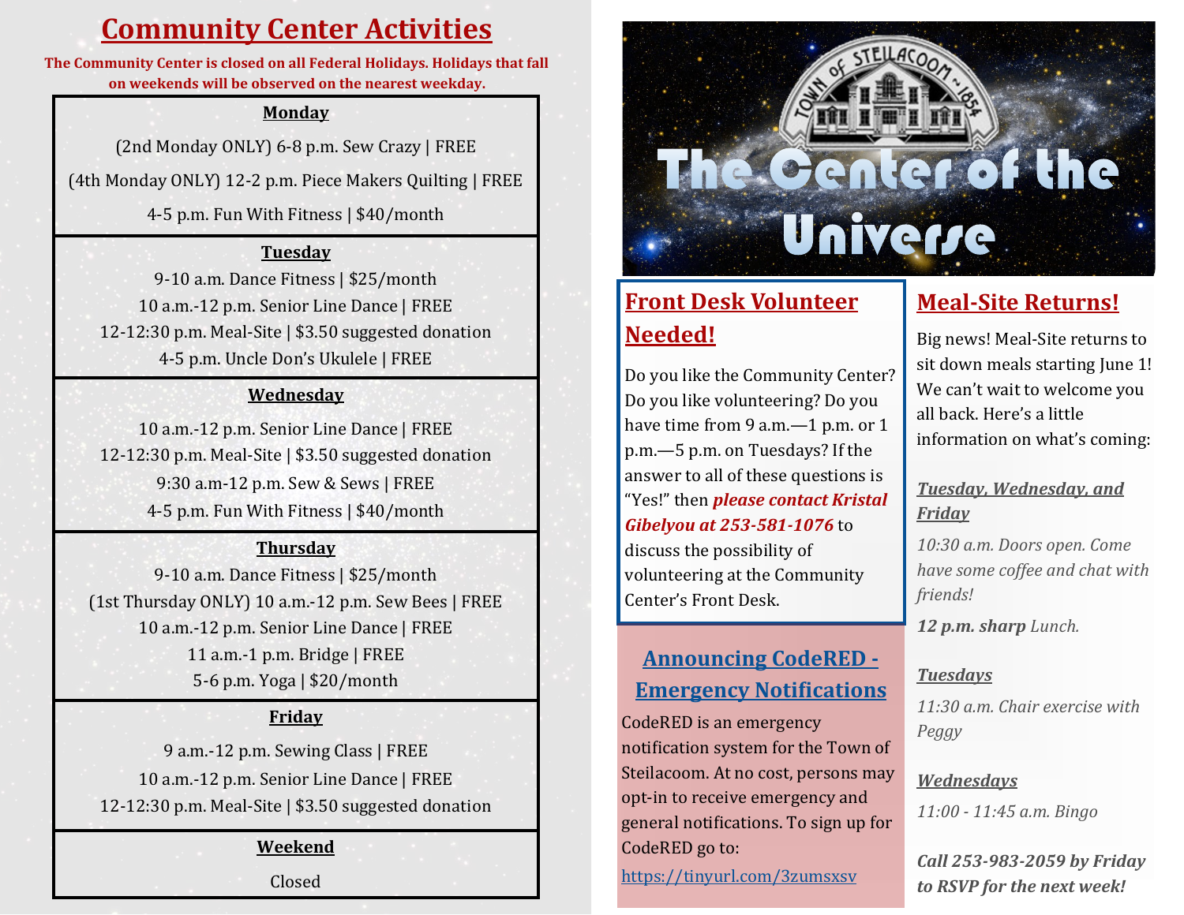# Community Center Activities

**The Community Center is closed on all Federal Holidays. Holidays that fall on weekends will be observed on the nearest weekday.**

**Monday**

(2nd Monday ONLY) 6-8 p.m. Sew Crazy | FREE

(4th Monday ONLY) 12-2 p.m. Piece Makers Quilting | FREE

4-5 p.m. Fun With Fitness | $40/month

**Tuesday**

9-10 a.m. Dance Fitness | $25/month

10 a.m.-12 p.m. Senior Line Dance | FREE

12-12:30 p.m. Meal-Site | $3.50 suggested donation

4-5 p.m. Uncle Don's Ukulele | FREE

**Wednesday**

10 a.m.-12 p.m. Senior Line Dance | FREE

12-12:30 p.m. Meal-Site | $3.50 suggested donation

9:30 a.m-12 p.m. Sew & Sews | FREE

4-5 p.m. Fun With Fitness | $40/month

**Thursday**

9-10 a.m. Dance Fitness | $25/month

(1st Thursday ONLY) 10 a.m.-12 p.m. Sew Bees | FREE

10 a.m.-12 p.m. Senior Line Dance | FREE

11 a.m.-1 p.m. Bridge | FREE

5-6 p.m. Yoga | $20/month

**Friday**

9 a.m.-12 p.m. Sewing Class | FREE

10 a.m.-12 p.m. Senior Line Dance | FREE

12-12:30 p.m. Meal-Site | $3.50 suggested donation

**Weekend**

Closed

# The Center of the Universe

TOWN OF STEILACOOM ~ 1854

## Front Desk Volunteer Needed!

Do you like the Community Center? Do you like volunteering? Do you have time from 9 a.m.—1 p.m. or 1 p.m.—5 p.m. on Tuesdays? If the answer to all of these questions is "Yes!" then ***please contact Kristal Gibelyou at 253-581-1076*** to discuss the possibility of volunteering at the Community Center's Front Desk.

## Announcing CodeRED - Emergency Notifications

CodeRED is an emergency notification system for the Town of Steilacoom. At no cost, persons may opt-in to receive emergency and general notifications. To sign up for CodeRED go to: https://tinyurl.com/3zumsxsv

## Meal-Site Returns!

Big news! Meal-Site returns to sit down meals starting June 1! We can't wait to welcome you all back. Here's a little information on what's coming:

***Tuesday, Wednesday, and Friday***

*10:30 a.m. Doors open. Come have some coffee and chat with friends!*

***12 p.m. sharp*** *Lunch.*

***Tuesdays***

*11:30 a.m. Chair exercise with Peggy*

***Wednesdays***

*11:00 - 11:45 a.m. Bingo*

***Call 253-983-2059 by Friday to RSVP for the next week!***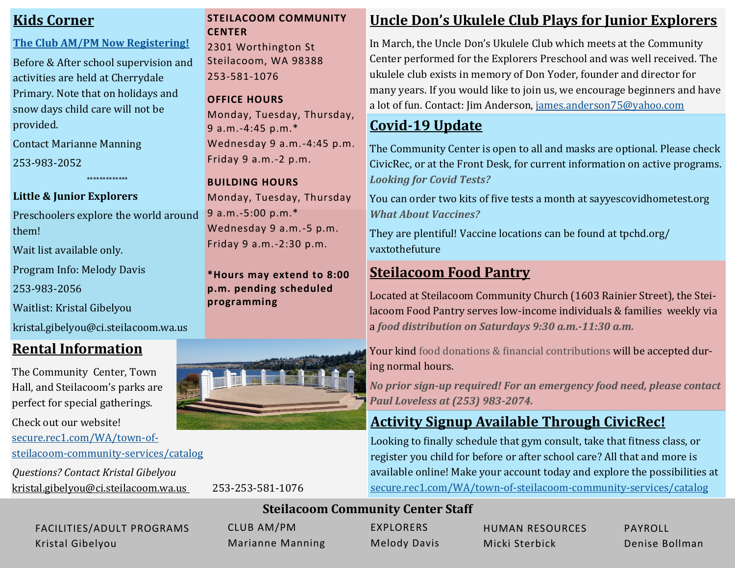## Kids Corner

**The Club AM/PM Now Registering!**

Before & After school supervision and activities are held at Cherrydale Primary. Note that on holidays and snow days child care will not be provided.

Contact Marianne Manning

253-983-2052

*************

**Little & Junior Explorers**

Preschoolers explore the world around them!

Wait list available only.

Program Info: Melody Davis

253-983-2056

Waitlist: Kristal Gibelyou

kristal.gibelyou@ci.steilacoom.wa.us

**STEILACOOM COMMUNITY CENTER**

2301 Worthington St
Steilacoom, WA 98388
253-581-1076

**OFFICE HOURS**

Monday, Tuesday, Thursday, 9 a.m.-4:45 p.m.*
Wednesday 9 a.m.-4:45 p.m.
Friday 9 a.m.-2 p.m.

**BUILDING HOURS**

Monday, Tuesday, Thursday 9 a.m.-5:00 p.m.*
Wednesday 9 a.m.-5 p.m.
Friday 9 a.m.-2:30 p.m.

***Hours may extend to 8:00 p.m. pending scheduled programming**

## Rental Information

The Community Center, Town Hall, and Steilacoom's parks are perfect for special gatherings.

Check out our website!
secure.rec1.com/WA/town-of-steilacoom-community-services/catalog

*Questions? Contact Kristal Gibelyou*
kristal.gibelyou@ci.steilacoom.wa.us 253-253-581-1076

## Uncle Don's Ukulele Club Plays for Junior Explorers

In March, the Uncle Don's Ukulele Club which meets at the Community Center performed for the Explorers Preschool and was well received. The ukulele club exists in memory of Don Yoder, founder and director for many years. If you would like to join us, we encourage beginners and have a lot of fun. Contact: Jim Anderson, james.anderson75@yahoo.com

## Covid-19 Update

The Community Center is open to all and masks are optional. Please check CivicRec, or at the Front Desk, for current information on active programs.

***Looking for Covid Tests?***

You can order two kits of five tests a month at sayyescovidhometest.org

***What About Vaccines?***

They are plentiful! Vaccine locations can be found at tpchd.org/vaxtothefuture

## Steilacoom Food Pantry

Located at Steilacoom Community Church (1603 Rainier Street), the Steilacoom Food Pantry serves low-income individuals & families weekly via a ***food distribution on Saturdays 9:30 a.m.-11:30 a.m.***

Your kind food donations & financial contributions will be accepted during normal hours.

***No prior sign-up required! For an emergency food need, please contact Paul Loveless at (253) 983-2074.***

## Activity Signup Available Through CivicRec!

Looking to finally schedule that gym consult, take that fitness class, or register you child for before or after school care? All that and more is available online! Make your account today and explore the possibilities at secure.rec1.com/WA/town-of-steilacoom-community-services/catalog

## Steilacoom Community Center Staff

| FACILITIES/ADULT PROGRAMS | CLUB AM/PM | EXPLORERS | HUMAN RESOURCES | PAYROLL |
|---|---|---|---|---|
| Kristal Gibelyou | Marianne Manning | Melody Davis | Micki Sterbick | Denise Bollman |